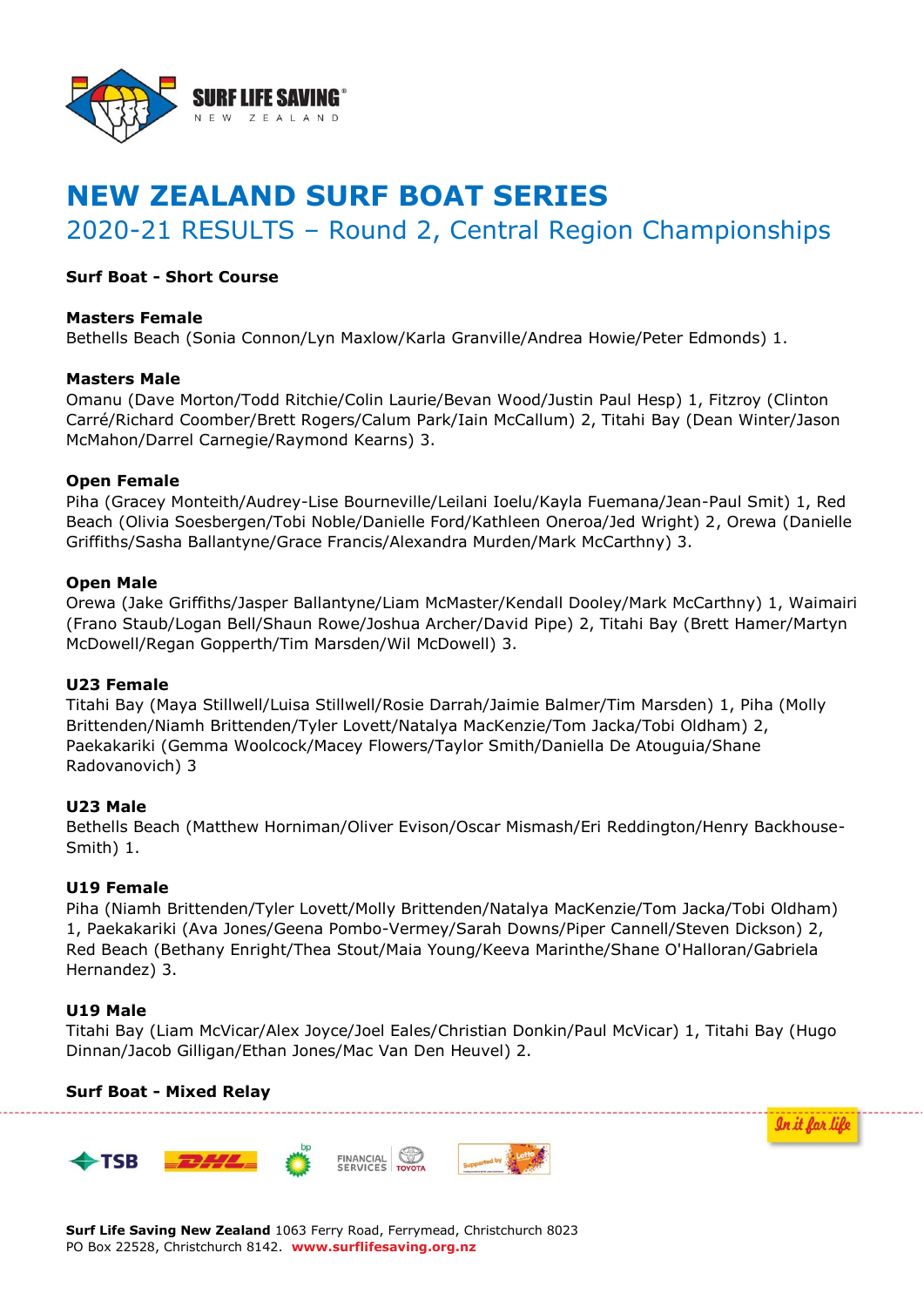# NEW ZEALAND SURF BOAT SERIES

## 2020-21 RESULTS – Round 2, Central Region Championships

### Surf Boat - Short Course

**Masters Female**
Bethells Beach (Sonia Connon/Lyn Maxlow/Karla Granville/Andrea Howie/Peter Edmonds) 1.

**Masters Male**
Omanu (Dave Morton/Todd Ritchie/Colin Laurie/Bevan Wood/Justin Paul Hesp) 1, Fitzroy (Clinton Carré/Richard Coomber/Brett Rogers/Calum Park/Iain McCallum) 2, Titahi Bay (Dean Winter/Jason McMahon/Darrel Carnegie/Raymond Kearns) 3.

**Open Female**
Piha (Gracey Monteith/Audrey-Lise Bourneville/Leilani Ioelu/Kayla Fuemana/Jean-Paul Smit) 1, Red Beach (Olivia Soesbergen/Tobi Noble/Danielle Ford/Kathleen Oneroa/Jed Wright) 2, Orewa (Danielle Griffiths/Sasha Ballantyne/Grace Francis/Alexandra Murden/Mark McCarthny) 3.

**Open Male**
Orewa (Jake Griffiths/Jasper Ballantyne/Liam McMaster/Kendall Dooley/Mark McCarthny) 1, Waimairi (Frano Staub/Logan Bell/Shaun Rowe/Joshua Archer/David Pipe) 2, Titahi Bay (Brett Hamer/Martyn McDowell/Regan Gopperth/Tim Marsden/Wil McDowell) 3.

**U23 Female**
Titahi Bay (Maya Stillwell/Luisa Stillwell/Rosie Darrah/Jaimie Balmer/Tim Marsden) 1, Piha (Molly Brittenden/Niamh Brittenden/Tyler Lovett/Natalya MacKenzie/Tom Jacka/Tobi Oldham) 2, Paekakariki (Gemma Woolcock/Macey Flowers/Taylor Smith/Daniella De Atouguia/Shane Radovanovich) 3

**U23 Male**
Bethells Beach (Matthew Horniman/Oliver Evison/Oscar Mismash/Eri Reddington/Henry Backhouse-Smith) 1.

**U19 Female**
Piha (Niamh Brittenden/Tyler Lovett/Molly Brittenden/Natalya MacKenzie/Tom Jacka/Tobi Oldham) 1, Paekakariki (Ava Jones/Geena Pombo-Vermey/Sarah Downs/Piper Cannell/Steven Dickson) 2, Red Beach (Bethany Enright/Thea Stout/Maia Young/Keeva Marinthe/Shane O'Halloran/Gabriela Hernandez) 3.

**U19 Male**
Titahi Bay (Liam McVicar/Alex Joyce/Joel Eales/Christian Donkin/Paul McVicar) 1, Titahi Bay (Hugo Dinnan/Jacob Gilligan/Ethan Jones/Mac Van Den Heuvel) 2.

### Surf Boat - Mixed Relay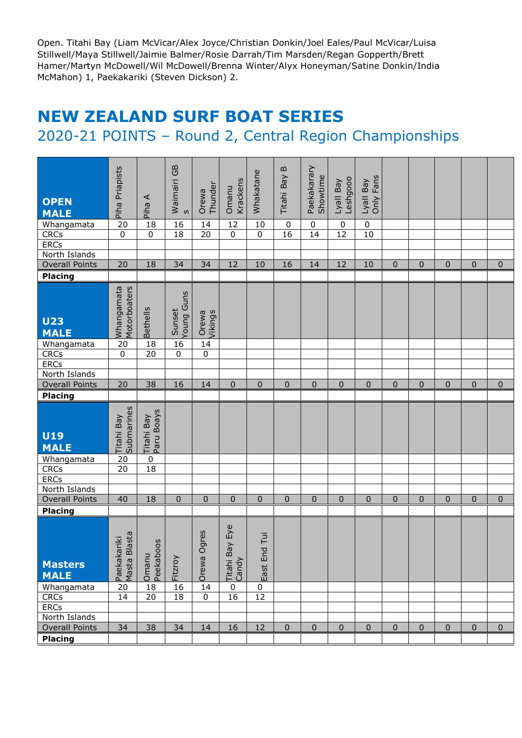Open. Titahi Bay (Liam McVicar/Alex Joyce/Christian Donkin/Joel Eales/Paul McVicar/Luisa Stillwell/Maya Stillwell/Jaimie Balmer/Rosie Darrah/Tim Marsden/Regan Gopperth/Brett Hamer/Martyn McDowell/Wil McDowell/Brenna Winter/Alyx Honeyman/Satine Donkin/India McMahon) 1, Paekakariki (Steven Dickson) 2.

# NEW ZEALAND SURF BOAT SERIES

## 2020-21 POINTS – Round 2, Central Region Championships

| OPEN MALE | Piha Priapists | Piha A | Waimairi GBs | Orewa Thunder | Omanu Krackens | Whakatane | Titahi Bay B | Paekakarary Showtime | Lyall Bay Leshgooo | Lyall Bay Only Fans | | | | | |
|---|---|---|---|---|---|---|---|---|---|---|---|---|---|---|---|
| Whangamata | 20 | 18 | 16 | 14 | 12 | 10 | 0 | 0 | 0 | 0 | | | | | |
| CRCs | 0 | 0 | 18 | 20 | 0 | 0 | 16 | 14 | 12 | 10 | | | | | |
| ERCs | | | | | | | | | | | | | | | |
| North Islands | | | | | | | | | | | | | | | |
| Overall Points | 20 | 18 | 34 | 34 | 12 | 10 | 16 | 14 | 12 | 10 | 0 | 0 | 0 | 0 | 0 |
| **Placing** | | | | | | | | | | | | | | | |

| U23 MALE | Whangamata Motorboaters | Bethells | Sunset Young Guns | Orewa Vikings | | | | | | | | | | | |
|---|---|---|---|---|---|---|---|---|---|---|---|---|---|---|---|
| Whangamata | 20 | 18 | 16 | 14 | | | | | | | | | | | |
| CRCs | 0 | 20 | 0 | 0 | | | | | | | | | | | |
| ERCs | | | | | | | | | | | | | | | |
| North Islands | | | | | | | | | | | | | | | |
| Overall Points | 20 | 38 | 16 | 14 | 0 | 0 | 0 | 0 | 0 | 0 | 0 | 0 | 0 | 0 | 0 |
| **Placing** | | | | | | | | | | | | | | | |

| U19 MALE | Titahi Bay Submarines | Titahi Bay Paru Boays | | | | | | | | | | | | | |
|---|---|---|---|---|---|---|---|---|---|---|---|---|---|---|---|
| Whangamata | 20 | 0 | | | | | | | | | | | | | |
| CRCs | 20 | 18 | | | | | | | | | | | | | |
| ERCs | | | | | | | | | | | | | | | |
| North Islands | | | | | | | | | | | | | | | |
| Overall Points | 40 | 18 | 0 | 0 | 0 | 0 | 0 | 0 | 0 | 0 | 0 | 0 | 0 | 0 | 0 |
| **Placing** | | | | | | | | | | | | | | | |

| Masters MALE | Paekakariki Masta Blasta | Omanu Peekaboos | Fitzroy | Orewa Ogres | Titahi Bay Eye Candy | East End Tui | | | | | | | | | |
|---|---|---|---|---|---|---|---|---|---|---|---|---|---|---|---|
| Whangamata | 20 | 18 | 16 | 14 | 0 | 0 | | | | | | | | | |
| CRCs | 14 | 20 | 18 | 0 | 16 | 12 | | | | | | | | | |
| ERCs | | | | | | | | | | | | | | | |
| North Islands | | | | | | | | | | | | | | | |
| Overall Points | 34 | 38 | 34 | 14 | 16 | 12 | 0 | 0 | 0 | 0 | 0 | 0 | 0 | 0 | 0 |
| **Placing** | | | | | | | | | | | | | | | |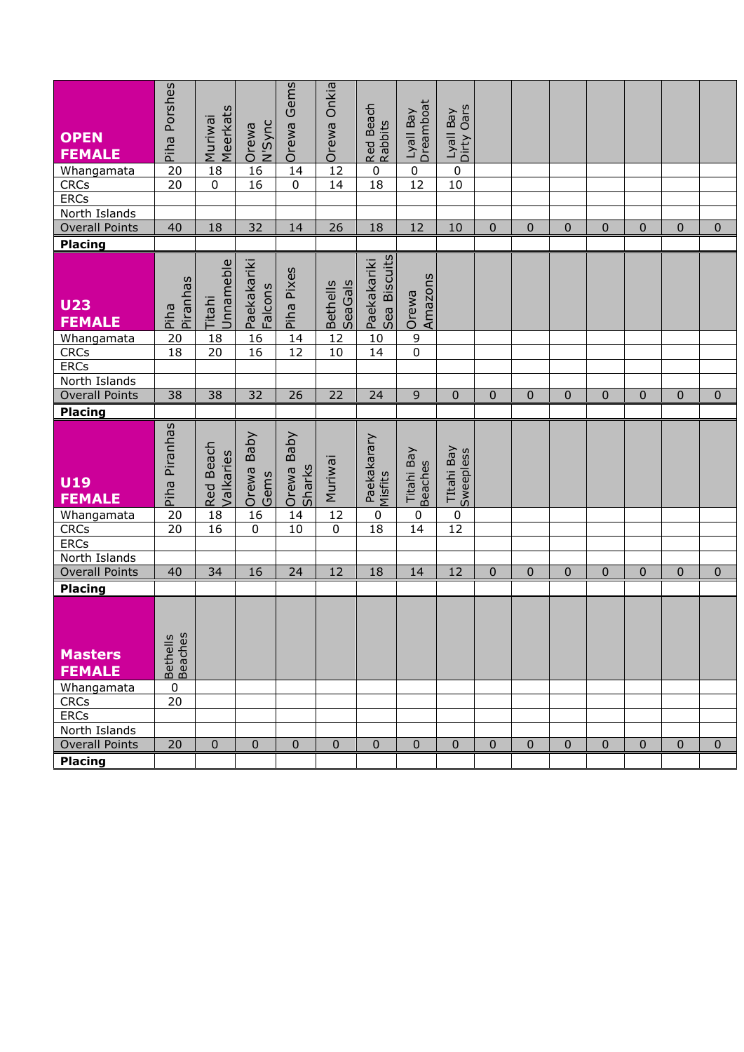| OPEN FEMALE | Piha Porshes | Muriwai Meerkats | Orewa N'Sync | Orewa Gems | Orewa Onkia | Red Beach Rabbits | Lyall Bay Dreamboat | Lyall Bay Dirty Oars | | | | | | | |
|---|---|---|---|---|---|---|---|---|---|---|---|---|---|---|---|
| Whangamata | 20 | 18 | 16 | 14 | 12 | 0 | 0 | 0 | | | | | | | |
| CRCs | 20 | 0 | 16 | 0 | 14 | 18 | 12 | 10 | | | | | | | |
| ERCs | | | | | | | | | | | | | | | |
| North Islands | | | | | | | | | | | | | | | |
| Overall Points | 40 | 18 | 32 | 14 | 26 | 18 | 12 | 10 | 0 | 0 | 0 | 0 | 0 | 0 | 0 |
| **Placing** | | | | | | | | | | | | | | | |

| U23 FEMALE | Piha Piranhas | Titahi Unnameble | Paekakariki Falcons | Piha Pixes | Bethells SeaGals | Paekakariki Sea Biscuits | Orewa Amazons | | | | | | | | |
|---|---|---|---|---|---|---|---|---|---|---|---|---|---|---|---|
| Whangamata | 20 | 18 | 16 | 14 | 12 | 10 | 9 | | | | | | | | |
| CRCs | 18 | 20 | 16 | 12 | 10 | 14 | 0 | | | | | | | | |
| ERCs | | | | | | | | | | | | | | | |
| North Islands | | | | | | | | | | | | | | | |
| Overall Points | 38 | 38 | 32 | 26 | 22 | 24 | 9 | 0 | 0 | 0 | 0 | 0 | 0 | 0 | 0 |
| **Placing** | | | | | | | | | | | | | | | |

| U19 FEMALE | Piha Piranhas | Red Beach Valkaries | Orewa Baby Gems | Orewa Baby Sharks | Muriwai | Paekakarary Misfits | Titahi Bay Beaches | TItahi Bay Sweepless | | | | | | | |
|---|---|---|---|---|---|---|---|---|---|---|---|---|---|---|---|
| Whangamata | 20 | 18 | 16 | 14 | 12 | 0 | 0 | 0 | | | | | | | |
| CRCs | 20 | 16 | 0 | 10 | 0 | 18 | 14 | 12 | | | | | | | |
| ERCs | | | | | | | | | | | | | | | |
| North Islands | | | | | | | | | | | | | | | |
| Overall Points | 40 | 34 | 16 | 24 | 12 | 18 | 14 | 12 | 0 | 0 | 0 | 0 | 0 | 0 | 0 |
| **Placing** | | | | | | | | | | | | | | | |

| Masters FEMALE | Bethells Beaches | | | | | | | | | | | | | | |
|---|---|---|---|---|---|---|---|---|---|---|---|---|---|---|---|
| Whangamata | 0 | | | | | | | | | | | | | | |
| CRCs | 20 | | | | | | | | | | | | | | |
| ERCs | | | | | | | | | | | | | | | |
| North Islands | | | | | | | | | | | | | | | |
| Overall Points | 20 | 0 | 0 | 0 | 0 | 0 | 0 | 0 | 0 | 0 | 0 | 0 | 0 | 0 | 0 |
| **Placing** | | | | | | | | | | | | | | | |